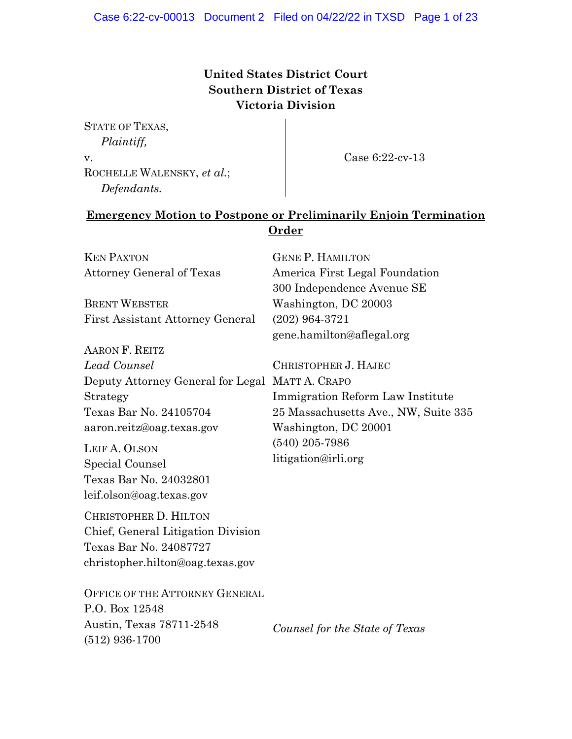**United States District Court**
**Southern District of Texas**
**Victoria Division**

| | |
|---|---|
| STATE OF TEXAS,<br>*Plaintiff,*<br>v.<br>ROCHELLE WALENSKY, *et al.*;<br>*Defendants.* | Case 6:22-cv-13 |

**Emergency Motion to Postpone or Preliminarily Enjoin Termination Order**

KEN PAXTON
Attorney General of Texas

BRENT WEBSTER
First Assistant Attorney General

AARON F. REITZ
*Lead Counsel*
Deputy Attorney General for Legal Strategy
Texas Bar No. 24105704
aaron.reitz@oag.texas.gov

LEIF A. OLSON
Special Counsel
Texas Bar No. 24032801
leif.olson@oag.texas.gov

CHRISTOPHER D. HILTON
Chief, General Litigation Division
Texas Bar No. 24087727
christopher.hilton@oag.texas.gov

OFFICE OF THE ATTORNEY GENERAL
P.O. Box 12548
Austin, Texas 78711-2548
(512) 936-1700

GENE P. HAMILTON
America First Legal Foundation
300 Independence Avenue SE
Washington, DC 20003
(202) 964-3721
gene.hamilton@aflegal.org

CHRISTOPHER J. HAJEC
MATT A. CRAPO
Immigration Reform Law Institute
25 Massachusetts Ave., NW, Suite 335
Washington, DC 20001
(540) 205-7986
litigation@irli.org

*Counsel for the State of Texas*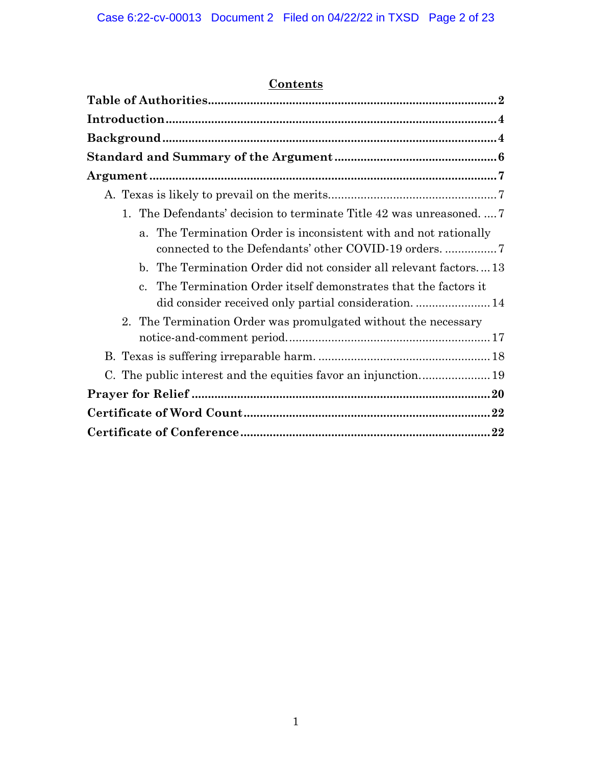# Contents

**Table of Authorities** .......... **2**

**Introduction** .......... **4**

**Background** .......... **4**

**Standard and Summary of the Argument** .......... **6**

**Argument** .......... **7**

- A. Texas is likely to prevail on the merits. .......... 7
  - 1. The Defendants' decision to terminate Title 42 was unreasoned. .......... 7
    - a. The Termination Order is inconsistent with and not rationally connected to the Defendants' other COVID-19 orders. .......... 7
    - b. The Termination Order did not consider all relevant factors. .......... 13
    - c. The Termination Order itself demonstrates that the factors it did consider received only partial consideration. .......... 14
  - 2. The Termination Order was promulgated without the necessary notice-and-comment period. .......... 17
- B. Texas is suffering irreparable harm. .......... 18
- C. The public interest and the equities favor an injunction. .......... 19

**Prayer for Relief** .......... **20**

**Certificate of Word Count** .......... **22**

**Certificate of Conference** .......... **22**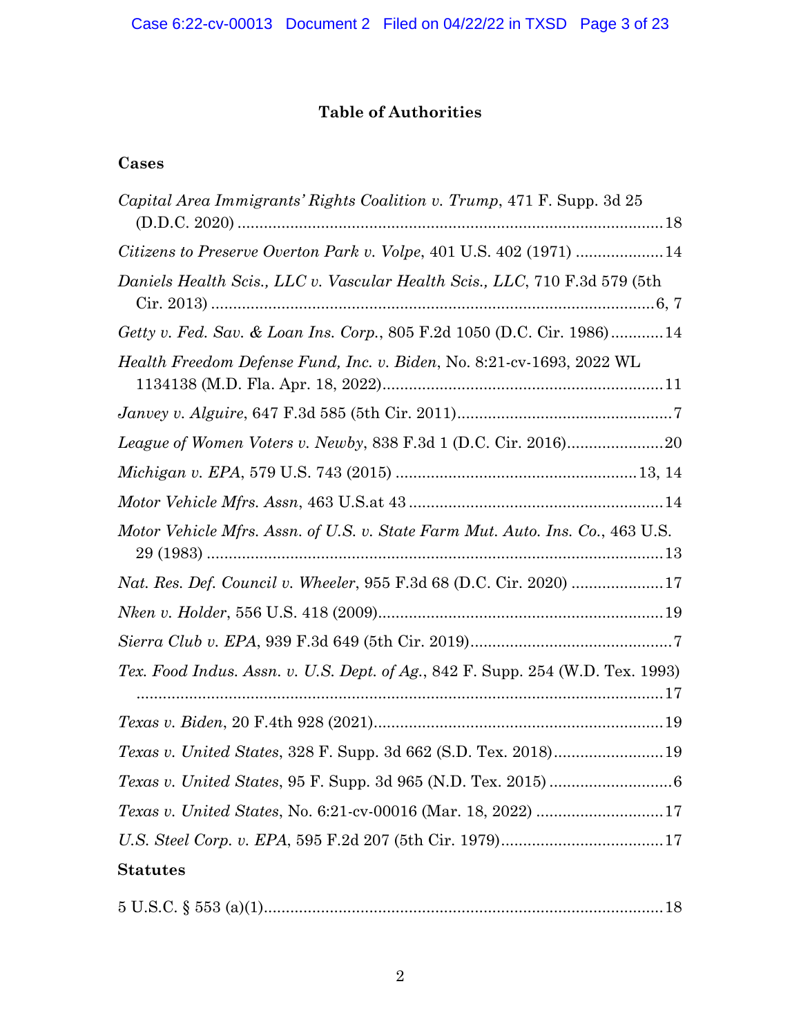# Table of Authorities

## Cases

*Capital Area Immigrants' Rights Coalition v. Trump*, 471 F. Supp. 3d 25 (D.D.C. 2020) .......... 18

*Citizens to Preserve Overton Park v. Volpe*, 401 U.S. 402 (1971) .......... 14

*Daniels Health Scis., LLC v. Vascular Health Scis., LLC*, 710 F.3d 579 (5th Cir. 2013) .......... 6, 7

*Getty v. Fed. Sav. & Loan Ins. Corp.*, 805 F.2d 1050 (D.C. Cir. 1986) .......... 14

*Health Freedom Defense Fund, Inc. v. Biden*, No. 8:21-cv-1693, 2022 WL 1134138 (M.D. Fla. Apr. 18, 2022) .......... 11

*Janvey v. Alguire*, 647 F.3d 585 (5th Cir. 2011) .......... 7

*League of Women Voters v. Newby*, 838 F.3d 1 (D.C. Cir. 2016) .......... 20

*Michigan v. EPA*, 579 U.S. 743 (2015) .......... 13, 14

*Motor Vehicle Mfrs. Assn*, 463 U.S.at 43 .......... 14

*Motor Vehicle Mfrs. Assn. of U.S. v. State Farm Mut. Auto. Ins. Co.*, 463 U.S. 29 (1983) .......... 13

*Nat. Res. Def. Council v. Wheeler*, 955 F.3d 68 (D.C. Cir. 2020) .......... 17

*Nken v. Holder*, 556 U.S. 418 (2009) .......... 19

*Sierra Club v. EPA*, 939 F.3d 649 (5th Cir. 2019) .......... 7

*Tex. Food Indus. Assn. v. U.S. Dept. of Ag.*, 842 F. Supp. 254 (W.D. Tex. 1993) .......... 17

*Texas v. Biden*, 20 F.4th 928 (2021) .......... 19

*Texas v. United States*, 328 F. Supp. 3d 662 (S.D. Tex. 2018) .......... 19

*Texas v. United States*, 95 F. Supp. 3d 965 (N.D. Tex. 2015) .......... 6

*Texas v. United States*, No. 6:21-cv-00016 (Mar. 18, 2022) .......... 17

*U.S. Steel Corp. v. EPA*, 595 F.2d 207 (5th Cir. 1979) .......... 17

## Statutes

5 U.S.C. § 553 (a)(1) .......... 18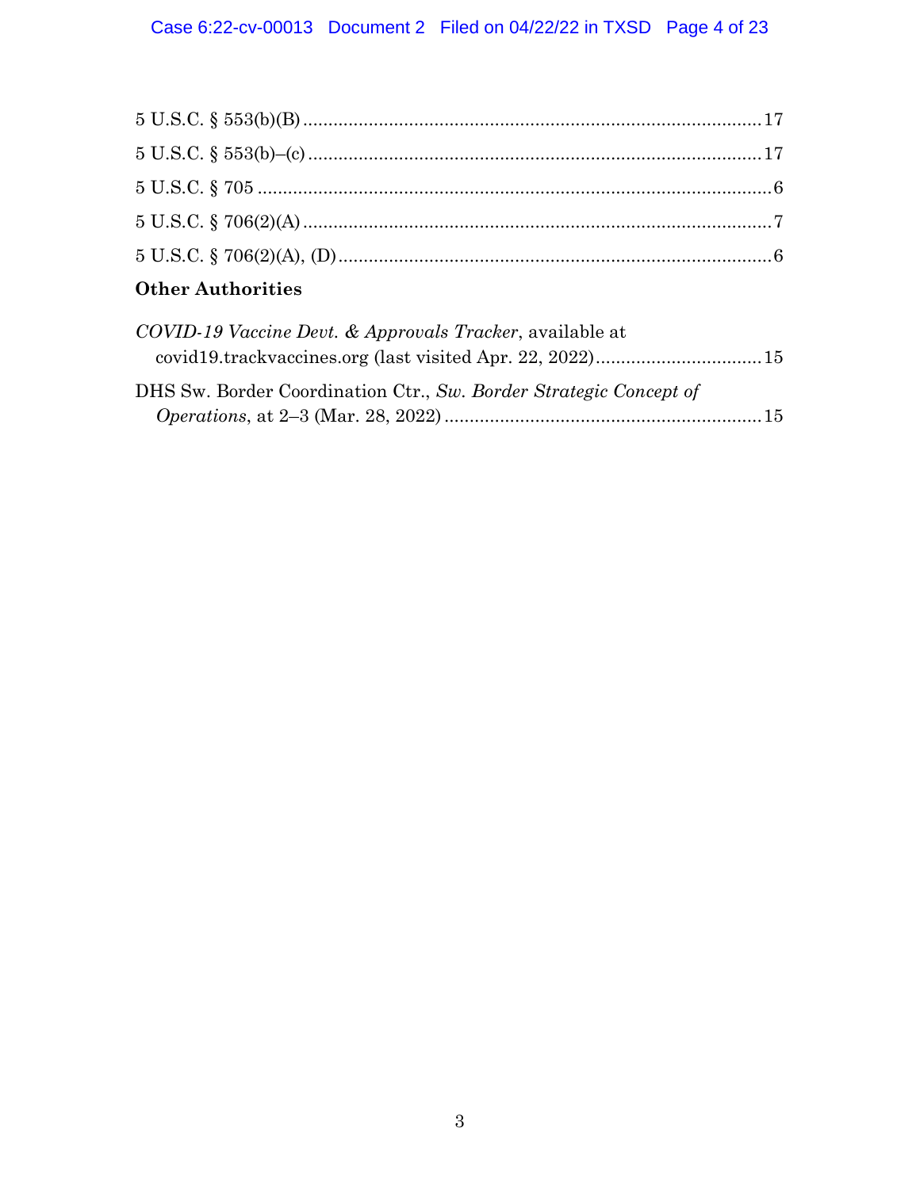5 U.S.C. § 553(b)(B) ........................................................................................ 17

5 U.S.C. § 553(b)–(c) ........................................................................................ 17

5 U.S.C. § 705 .................................................................................................... 6

5 U.S.C. § 706(2)(A) ........................................................................................... 7

5 U.S.C. § 706(2)(A), (D) .................................................................................... 6

**Other Authorities**

*COVID-19 Vaccine Devt. & Approvals Tracker*, available at covid19.trackvaccines.org (last visited Apr. 22, 2022) ................................ 15

DHS Sw. Border Coordination Ctr., *Sw. Border Strategic Concept of Operations*, at 2–3 (Mar. 28, 2022) ............................................................... 15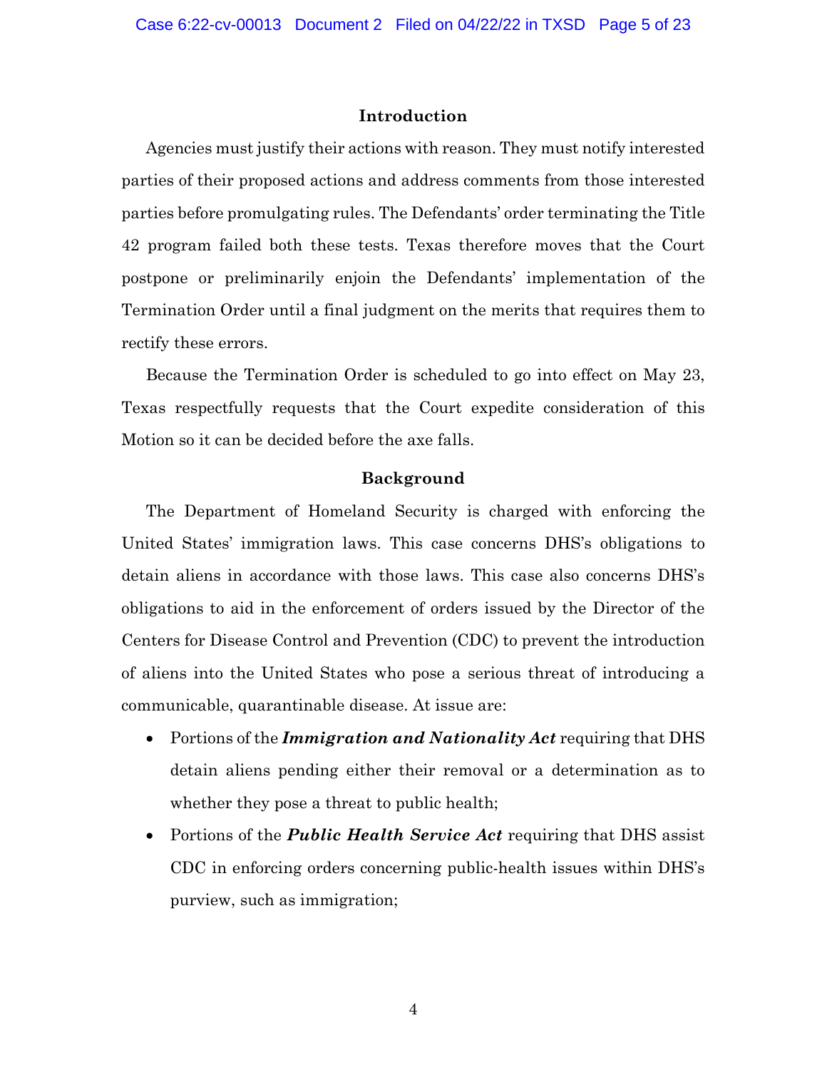## Introduction

Agencies must justify their actions with reason. They must notify interested parties of their proposed actions and address comments from those interested parties before promulgating rules. The Defendants' order terminating the Title 42 program failed both these tests. Texas therefore moves that the Court postpone or preliminarily enjoin the Defendants' implementation of the Termination Order until a final judgment on the merits that requires them to rectify these errors.

Because the Termination Order is scheduled to go into effect on May 23, Texas respectfully requests that the Court expedite consideration of this Motion so it can be decided before the axe falls.

## Background

The Department of Homeland Security is charged with enforcing the United States' immigration laws. This case concerns DHS's obligations to detain aliens in accordance with those laws. This case also concerns DHS's obligations to aid in the enforcement of orders issued by the Director of the Centers for Disease Control and Prevention (CDC) to prevent the introduction of aliens into the United States who pose a serious threat of introducing a communicable, quarantinable disease. At issue are:

- Portions of the ***Immigration and Nationality Act*** requiring that DHS detain aliens pending either their removal or a determination as to whether they pose a threat to public health;
- Portions of the ***Public Health Service Act*** requiring that DHS assist CDC in enforcing orders concerning public-health issues within DHS's purview, such as immigration;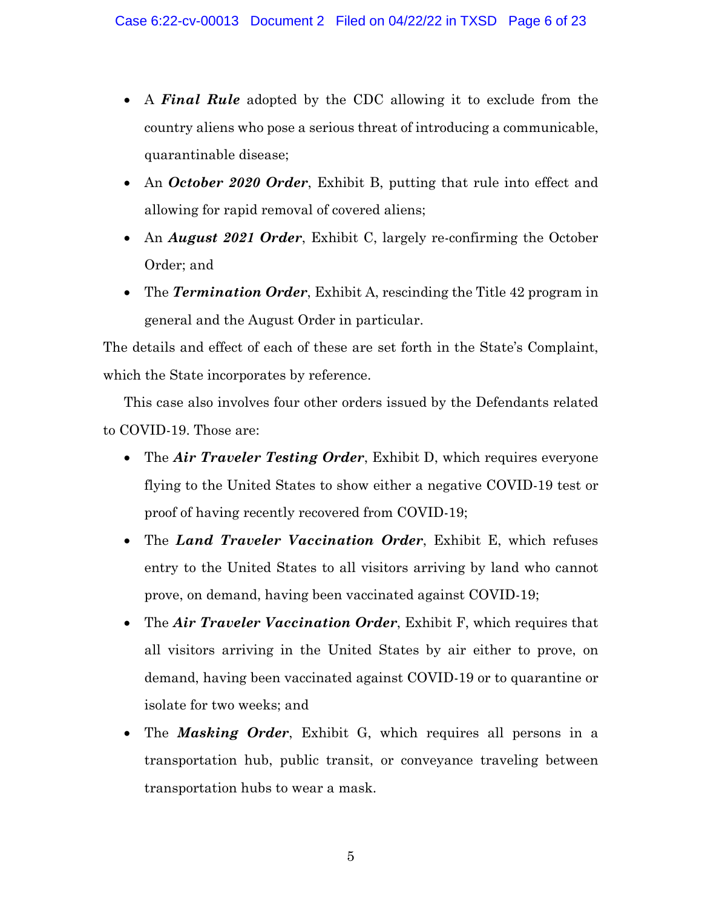- A ***Final Rule*** adopted by the CDC allowing it to exclude from the country aliens who pose a serious threat of introducing a communicable, quarantinable disease;
- An ***October 2020 Order***, Exhibit B, putting that rule into effect and allowing for rapid removal of covered aliens;
- An ***August 2021 Order***, Exhibit C, largely re-confirming the October Order; and
- The ***Termination Order***, Exhibit A, rescinding the Title 42 program in general and the August Order in particular.

The details and effect of each of these are set forth in the State's Complaint, which the State incorporates by reference.

This case also involves four other orders issued by the Defendants related to COVID-19. Those are:

- The ***Air Traveler Testing Order***, Exhibit D, which requires everyone flying to the United States to show either a negative COVID-19 test or proof of having recently recovered from COVID-19;
- The ***Land Traveler Vaccination Order***, Exhibit E, which refuses entry to the United States to all visitors arriving by land who cannot prove, on demand, having been vaccinated against COVID-19;
- The ***Air Traveler Vaccination Order***, Exhibit F, which requires that all visitors arriving in the United States by air either to prove, on demand, having been vaccinated against COVID-19 or to quarantine or isolate for two weeks; and
- The ***Masking Order***, Exhibit G, which requires all persons in a transportation hub, public transit, or conveyance traveling between transportation hubs to wear a mask.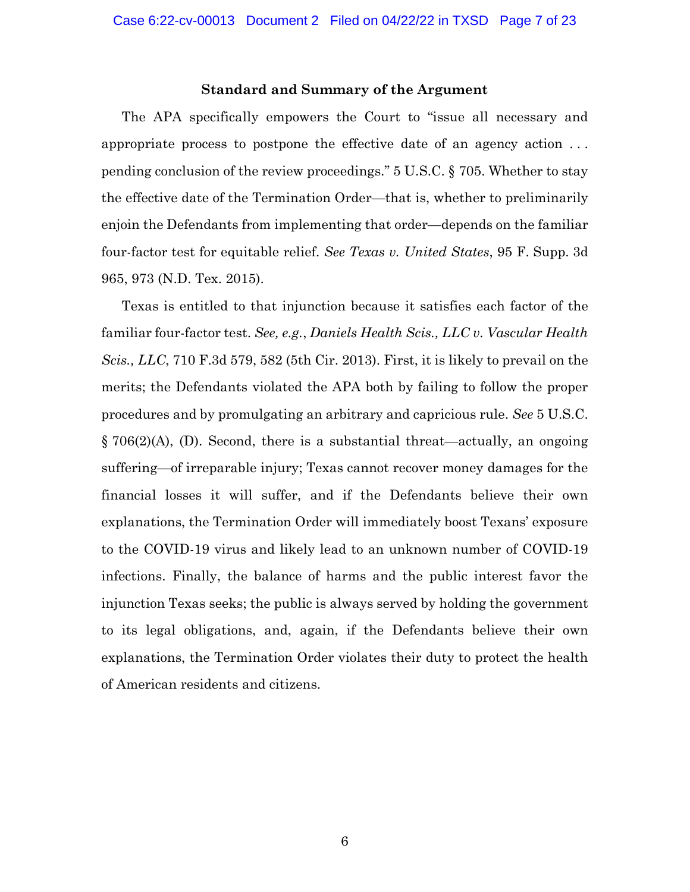## Standard and Summary of the Argument

The APA specifically empowers the Court to "issue all necessary and appropriate process to postpone the effective date of an agency action . . . pending conclusion of the review proceedings." 5 U.S.C. § 705. Whether to stay the effective date of the Termination Order—that is, whether to preliminarily enjoin the Defendants from implementing that order—depends on the familiar four-factor test for equitable relief. *See Texas v. United States*, 95 F. Supp. 3d 965, 973 (N.D. Tex. 2015).

Texas is entitled to that injunction because it satisfies each factor of the familiar four-factor test. *See, e.g.*, *Daniels Health Scis., LLC v. Vascular Health Scis., LLC*, 710 F.3d 579, 582 (5th Cir. 2013). First, it is likely to prevail on the merits; the Defendants violated the APA both by failing to follow the proper procedures and by promulgating an arbitrary and capricious rule. *See* 5 U.S.C. § 706(2)(A), (D). Second, there is a substantial threat—actually, an ongoing suffering—of irreparable injury; Texas cannot recover money damages for the financial losses it will suffer, and if the Defendants believe their own explanations, the Termination Order will immediately boost Texans' exposure to the COVID-19 virus and likely lead to an unknown number of COVID-19 infections. Finally, the balance of harms and the public interest favor the injunction Texas seeks; the public is always served by holding the government to its legal obligations, and, again, if the Defendants believe their own explanations, the Termination Order violates their duty to protect the health of American residents and citizens.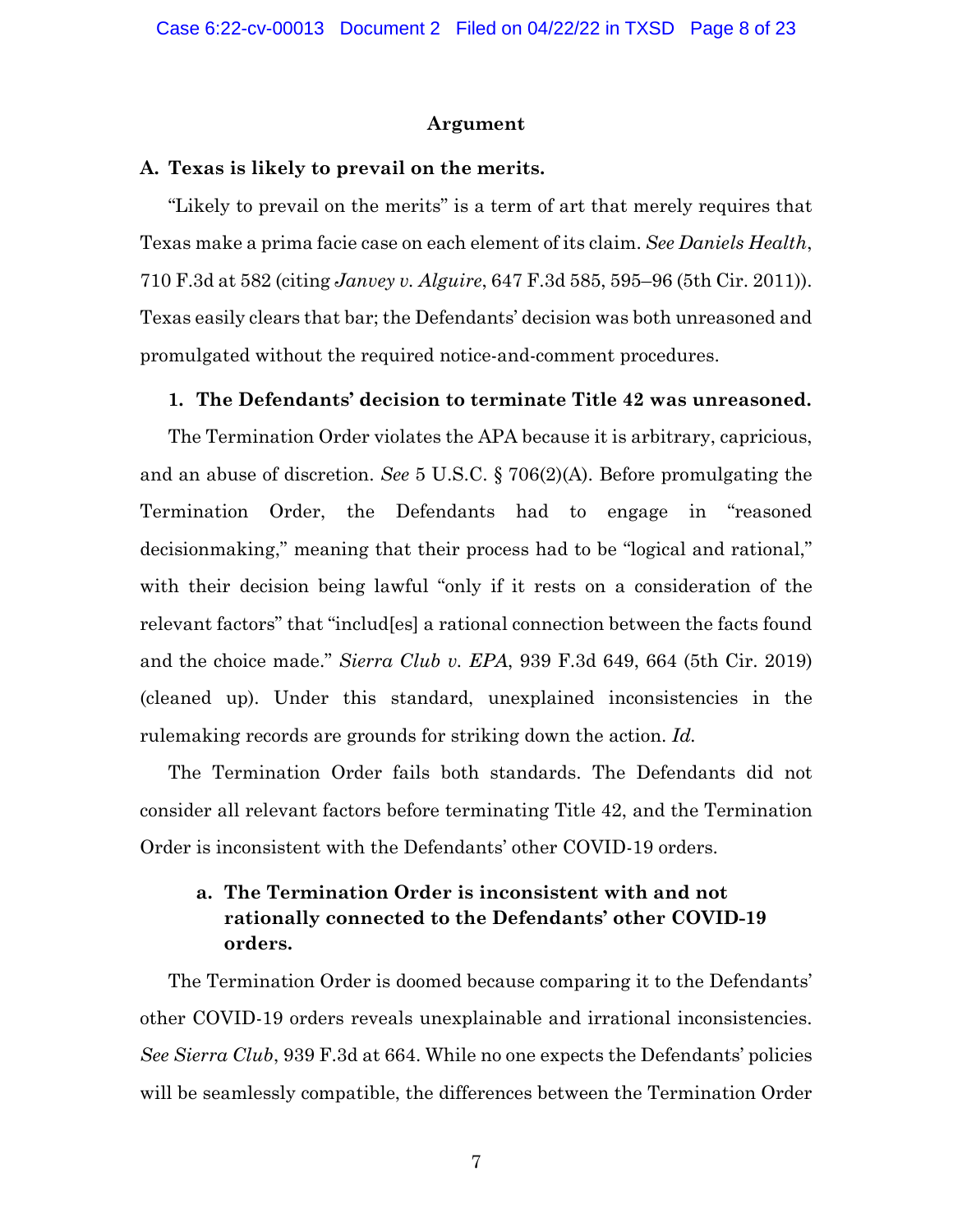## Argument

### A. Texas is likely to prevail on the merits.

"Likely to prevail on the merits" is a term of art that merely requires that Texas make a prima facie case on each element of its claim. *See Daniels Health*, 710 F.3d at 582 (citing *Janvey v. Alguire*, 647 F.3d 585, 595–96 (5th Cir. 2011)). Texas easily clears that bar; the Defendants' decision was both unreasoned and promulgated without the required notice-and-comment procedures.

#### 1. The Defendants' decision to terminate Title 42 was unreasoned.

The Termination Order violates the APA because it is arbitrary, capricious, and an abuse of discretion. *See* 5 U.S.C. § 706(2)(A). Before promulgating the Termination Order, the Defendants had to engage in "reasoned decisionmaking," meaning that their process had to be "logical and rational," with their decision being lawful "only if it rests on a consideration of the relevant factors" that "includ[es] a rational connection between the facts found and the choice made." *Sierra Club v. EPA*, 939 F.3d 649, 664 (5th Cir. 2019) (cleaned up). Under this standard, unexplained inconsistencies in the rulemaking records are grounds for striking down the action. *Id.*

The Termination Order fails both standards. The Defendants did not consider all relevant factors before terminating Title 42, and the Termination Order is inconsistent with the Defendants' other COVID-19 orders.

##### a. The Termination Order is inconsistent with and not rationally connected to the Defendants' other COVID-19 orders.

The Termination Order is doomed because comparing it to the Defendants' other COVID-19 orders reveals unexplainable and irrational inconsistencies. *See Sierra Club*, 939 F.3d at 664. While no one expects the Defendants' policies will be seamlessly compatible, the differences between the Termination Order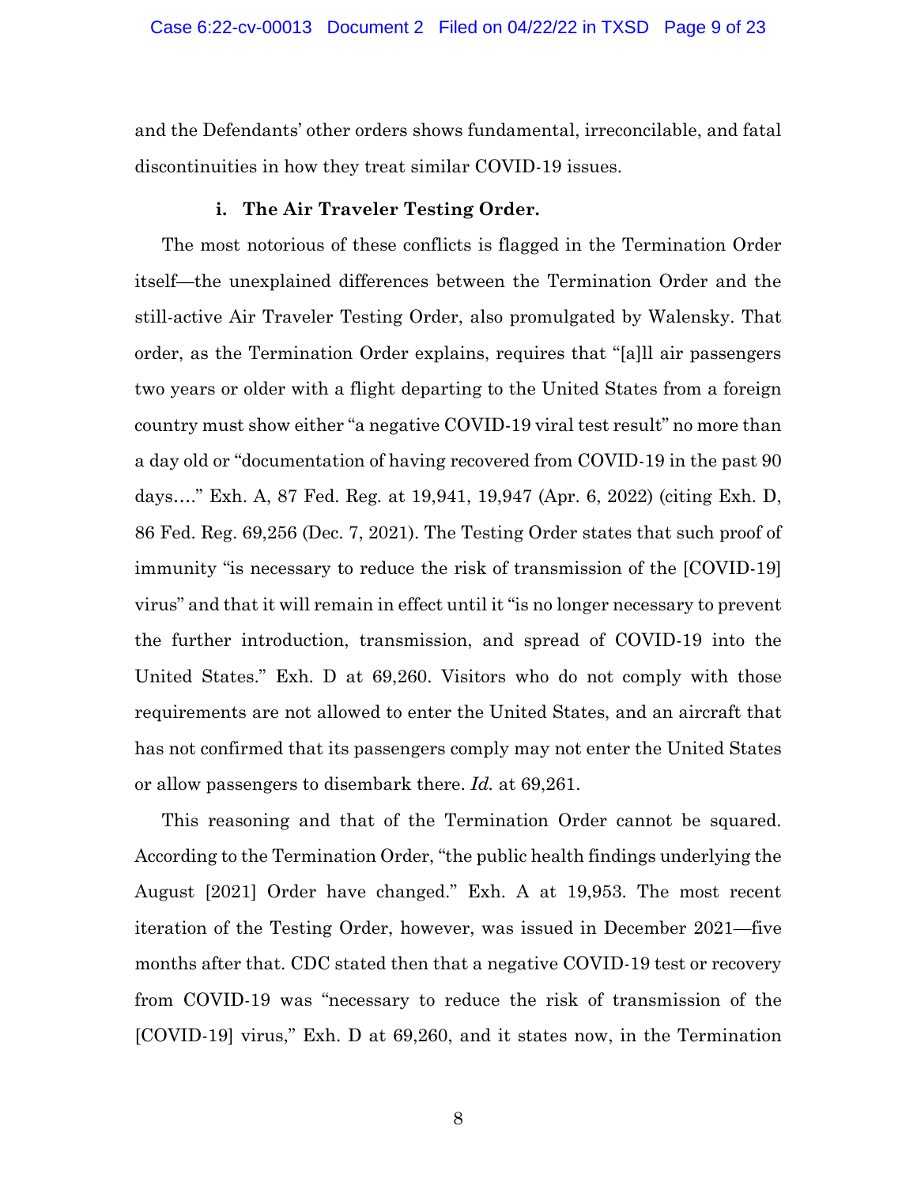and the Defendants' other orders shows fundamental, irreconcilable, and fatal discontinuities in how they treat similar COVID-19 issues.

**i. The Air Traveler Testing Order.**

The most notorious of these conflicts is flagged in the Termination Order itself—the unexplained differences between the Termination Order and the still-active Air Traveler Testing Order, also promulgated by Walensky. That order, as the Termination Order explains, requires that "[a]ll air passengers two years or older with a flight departing to the United States from a foreign country must show either "a negative COVID-19 viral test result" no more than a day old or "documentation of having recovered from COVID-19 in the past 90 days…." Exh. A, 87 Fed. Reg. at 19,941, 19,947 (Apr. 6, 2022) (citing Exh. D, 86 Fed. Reg. 69,256 (Dec. 7, 2021). The Testing Order states that such proof of immunity "is necessary to reduce the risk of transmission of the [COVID-19] virus" and that it will remain in effect until it "is no longer necessary to prevent the further introduction, transmission, and spread of COVID-19 into the United States." Exh. D at 69,260. Visitors who do not comply with those requirements are not allowed to enter the United States, and an aircraft that has not confirmed that its passengers comply may not enter the United States or allow passengers to disembark there. *Id.* at 69,261.

This reasoning and that of the Termination Order cannot be squared. According to the Termination Order, "the public health findings underlying the August [2021] Order have changed." Exh. A at 19,953. The most recent iteration of the Testing Order, however, was issued in December 2021—five months after that. CDC stated then that a negative COVID-19 test or recovery from COVID-19 was "necessary to reduce the risk of transmission of the [COVID-19] virus," Exh. D at 69,260, and it states now, in the Termination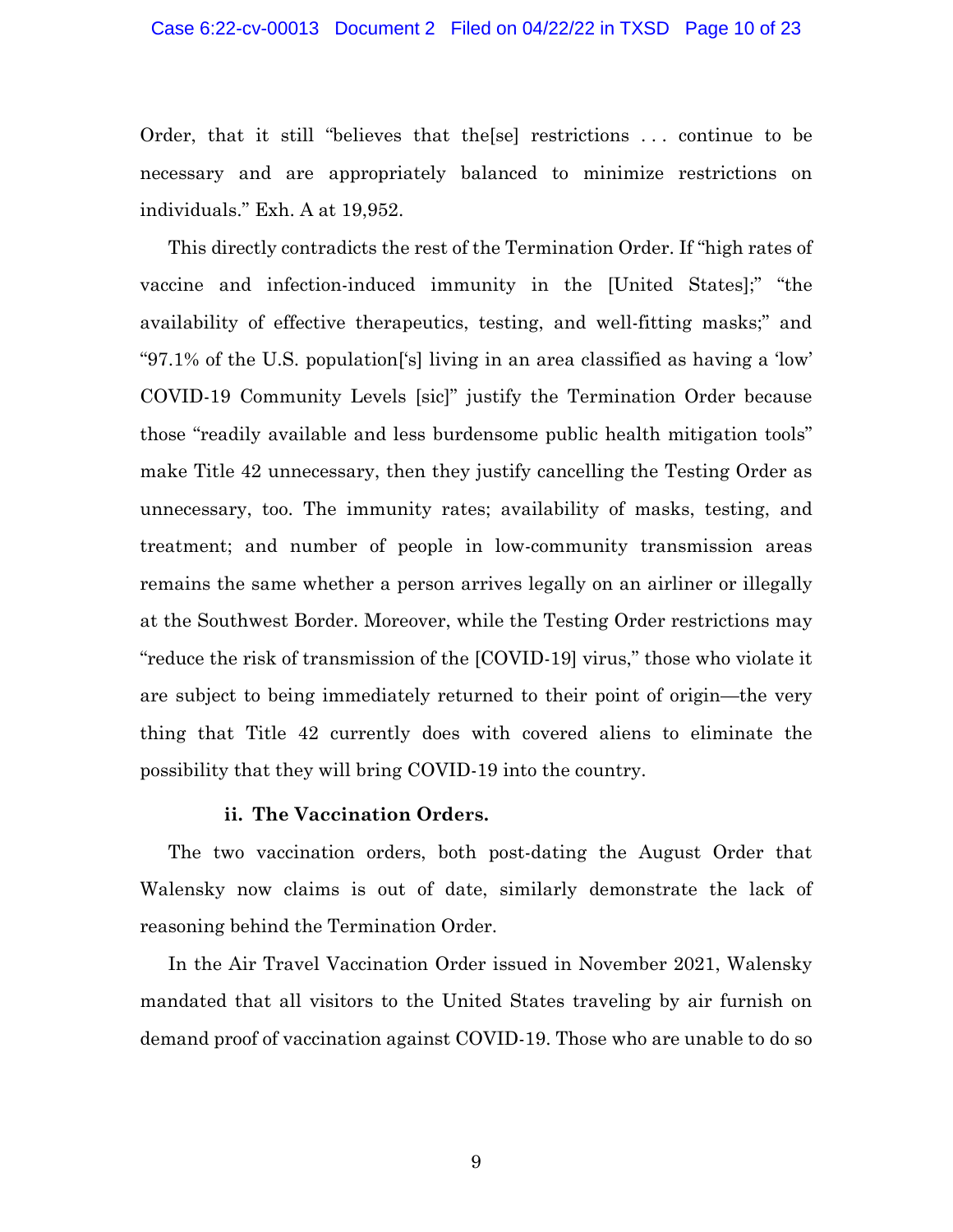Order, that it still "believes that the[se] restrictions . . . continue to be necessary and are appropriately balanced to minimize restrictions on individuals." Exh. A at 19,952.

This directly contradicts the rest of the Termination Order. If "high rates of vaccine and infection-induced immunity in the [United States];" "the availability of effective therapeutics, testing, and well-fitting masks;" and "97.1% of the U.S. population['s] living in an area classified as having a 'low' COVID-19 Community Levels [sic]" justify the Termination Order because those "readily available and less burdensome public health mitigation tools" make Title 42 unnecessary, then they justify cancelling the Testing Order as unnecessary, too. The immunity rates; availability of masks, testing, and treatment; and number of people in low-community transmission areas remains the same whether a person arrives legally on an airliner or illegally at the Southwest Border. Moreover, while the Testing Order restrictions may "reduce the risk of transmission of the [COVID-19] virus," those who violate it are subject to being immediately returned to their point of origin—the very thing that Title 42 currently does with covered aliens to eliminate the possibility that they will bring COVID-19 into the country.

**ii. The Vaccination Orders.**

The two vaccination orders, both post-dating the August Order that Walensky now claims is out of date, similarly demonstrate the lack of reasoning behind the Termination Order.

In the Air Travel Vaccination Order issued in November 2021, Walensky mandated that all visitors to the United States traveling by air furnish on demand proof of vaccination against COVID-19. Those who are unable to do so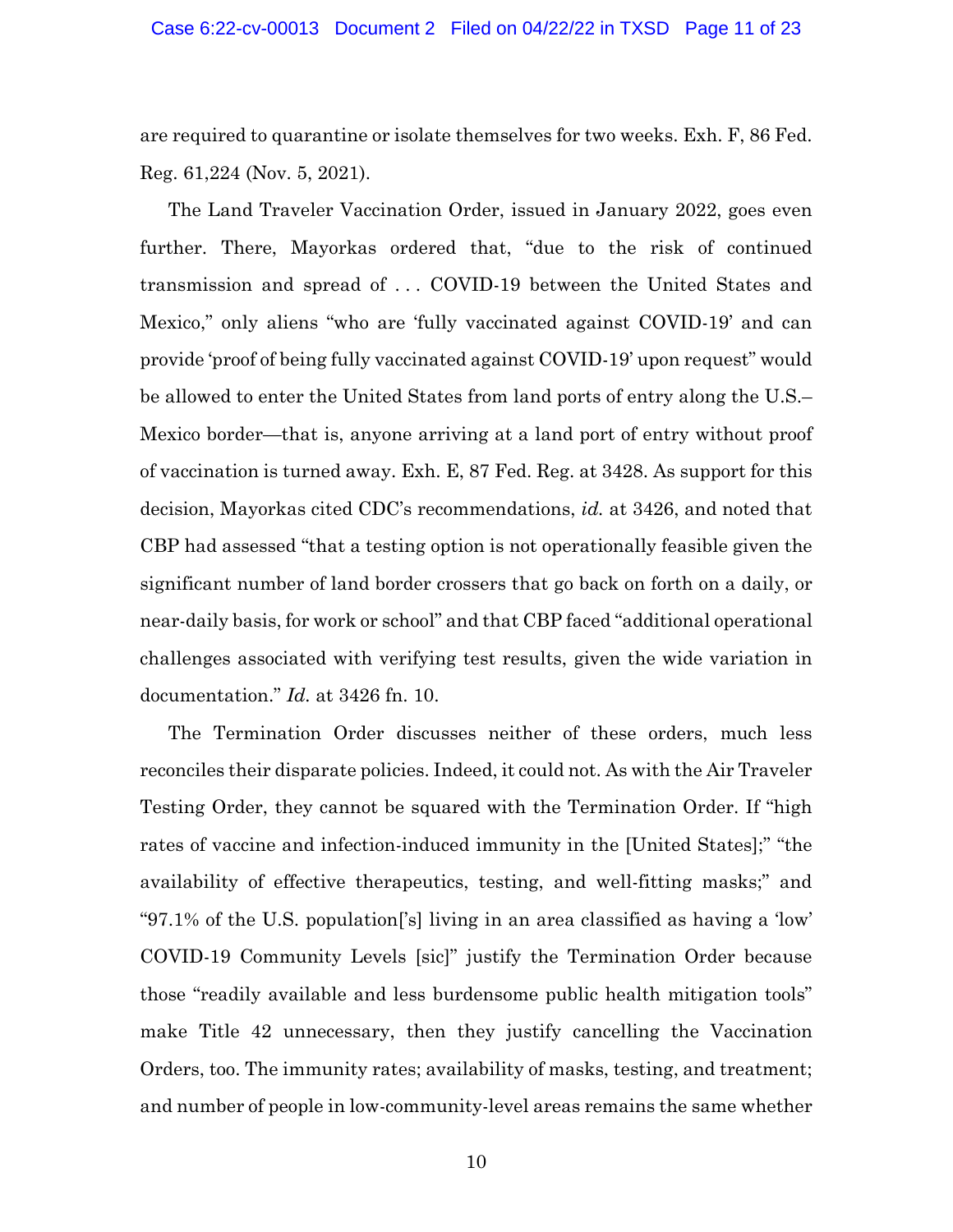are required to quarantine or isolate themselves for two weeks. Exh. F, 86 Fed. Reg. 61,224 (Nov. 5, 2021).

The Land Traveler Vaccination Order, issued in January 2022, goes even further. There, Mayorkas ordered that, "due to the risk of continued transmission and spread of . . . COVID-19 between the United States and Mexico," only aliens "who are 'fully vaccinated against COVID-19' and can provide 'proof of being fully vaccinated against COVID-19' upon request" would be allowed to enter the United States from land ports of entry along the U.S.–Mexico border—that is, anyone arriving at a land port of entry without proof of vaccination is turned away. Exh. E, 87 Fed. Reg. at 3428. As support for this decision, Mayorkas cited CDC's recommendations, *id.* at 3426, and noted that CBP had assessed "that a testing option is not operationally feasible given the significant number of land border crossers that go back on forth on a daily, or near-daily basis, for work or school" and that CBP faced "additional operational challenges associated with verifying test results, given the wide variation in documentation." *Id.* at 3426 fn. 10.

The Termination Order discusses neither of these orders, much less reconciles their disparate policies. Indeed, it could not. As with the Air Traveler Testing Order, they cannot be squared with the Termination Order. If "high rates of vaccine and infection-induced immunity in the [United States];" "the availability of effective therapeutics, testing, and well-fitting masks;" and "97.1% of the U.S. population['s] living in an area classified as having a 'low' COVID-19 Community Levels [sic]" justify the Termination Order because those "readily available and less burdensome public health mitigation tools" make Title 42 unnecessary, then they justify cancelling the Vaccination Orders, too. The immunity rates; availability of masks, testing, and treatment; and number of people in low-community-level areas remains the same whether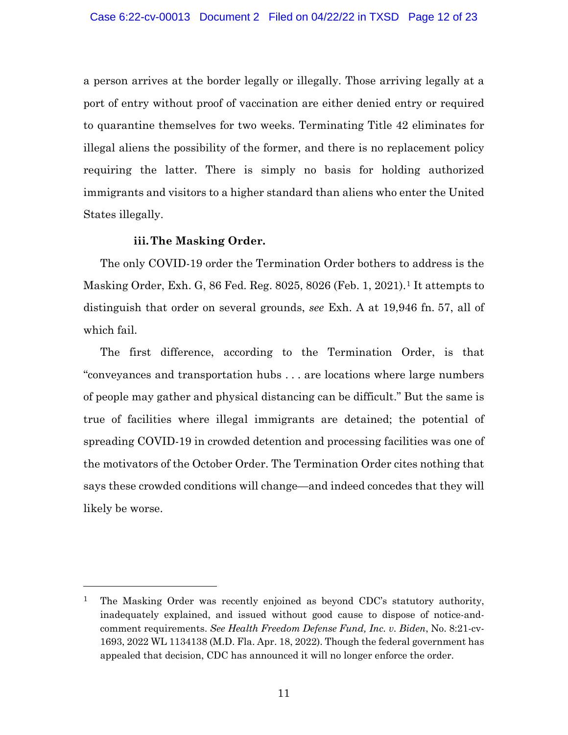a person arrives at the border legally or illegally. Those arriving legally at a port of entry without proof of vaccination are either denied entry or required to quarantine themselves for two weeks. Terminating Title 42 eliminates for illegal aliens the possibility of the former, and there is no replacement policy requiring the latter. There is simply no basis for holding authorized immigrants and visitors to a higher standard than aliens who enter the United States illegally.

**iii. The Masking Order.**

The only COVID-19 order the Termination Order bothers to address is the Masking Order, Exh. G, 86 Fed. Reg. 8025, 8026 (Feb. 1, 2021).[1] It attempts to distinguish that order on several grounds, *see* Exh. A at 19,946 fn. 57, all of which fail.

The first difference, according to the Termination Order, is that "conveyances and transportation hubs . . . are locations where large numbers of people may gather and physical distancing can be difficult." But the same is true of facilities where illegal immigrants are detained; the potential of spreading COVID-19 in crowded detention and processing facilities was one of the motivators of the October Order. The Termination Order cites nothing that says these crowded conditions will change—and indeed concedes that they will likely be worse.

---

[1] The Masking Order was recently enjoined as beyond CDC's statutory authority, inadequately explained, and issued without good cause to dispose of notice-and-comment requirements. *See Health Freedom Defense Fund, Inc. v. Biden*, No. 8:21-cv-1693, 2022 WL 1134138 (M.D. Fla. Apr. 18, 2022). Though the federal government has appealed that decision, CDC has announced it will no longer enforce the order.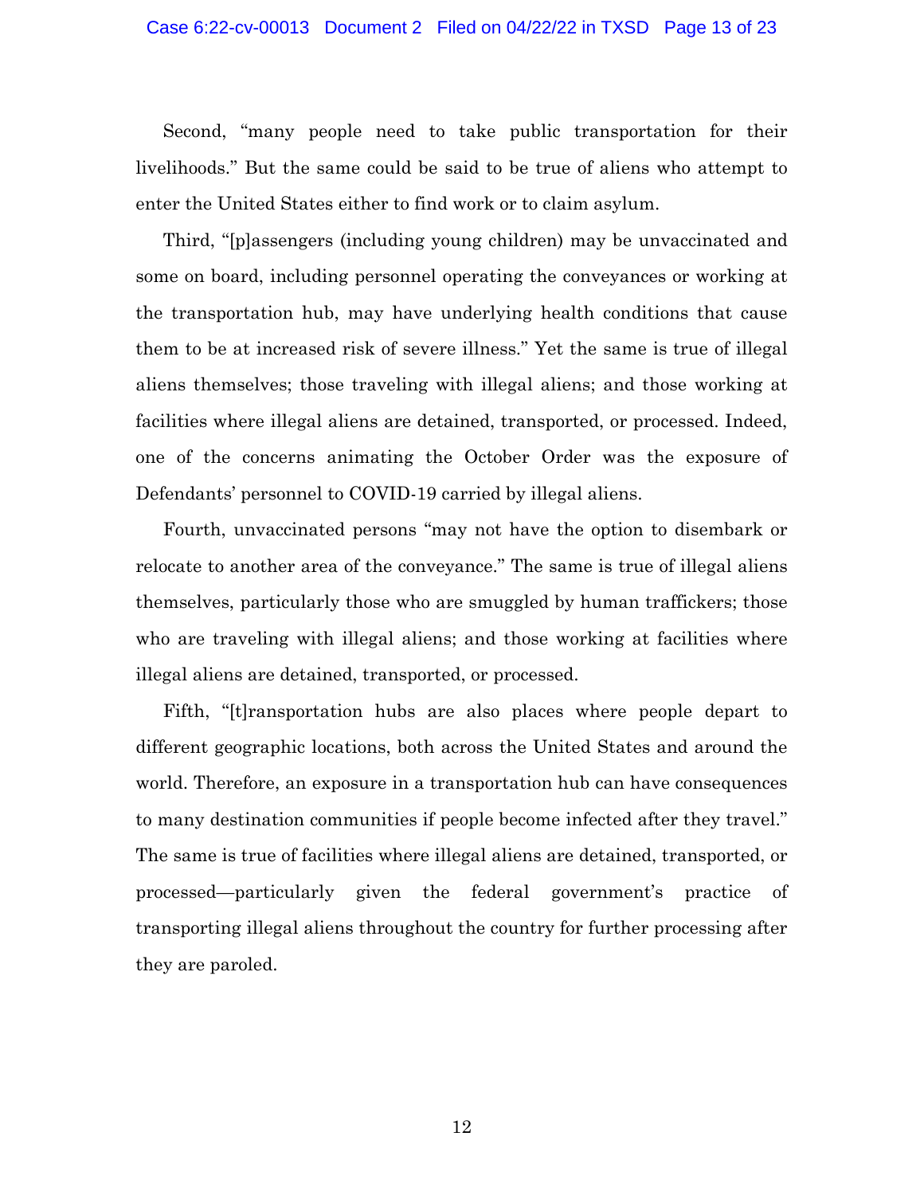Second, "many people need to take public transportation for their livelihoods." But the same could be said to be true of aliens who attempt to enter the United States either to find work or to claim asylum.

Third, "[p]assengers (including young children) may be unvaccinated and some on board, including personnel operating the conveyances or working at the transportation hub, may have underlying health conditions that cause them to be at increased risk of severe illness." Yet the same is true of illegal aliens themselves; those traveling with illegal aliens; and those working at facilities where illegal aliens are detained, transported, or processed. Indeed, one of the concerns animating the October Order was the exposure of Defendants' personnel to COVID-19 carried by illegal aliens.

Fourth, unvaccinated persons "may not have the option to disembark or relocate to another area of the conveyance." The same is true of illegal aliens themselves, particularly those who are smuggled by human traffickers; those who are traveling with illegal aliens; and those working at facilities where illegal aliens are detained, transported, or processed.

Fifth, "[t]ransportation hubs are also places where people depart to different geographic locations, both across the United States and around the world. Therefore, an exposure in a transportation hub can have consequences to many destination communities if people become infected after they travel." The same is true of facilities where illegal aliens are detained, transported, or processed—particularly given the federal government's practice of transporting illegal aliens throughout the country for further processing after they are paroled.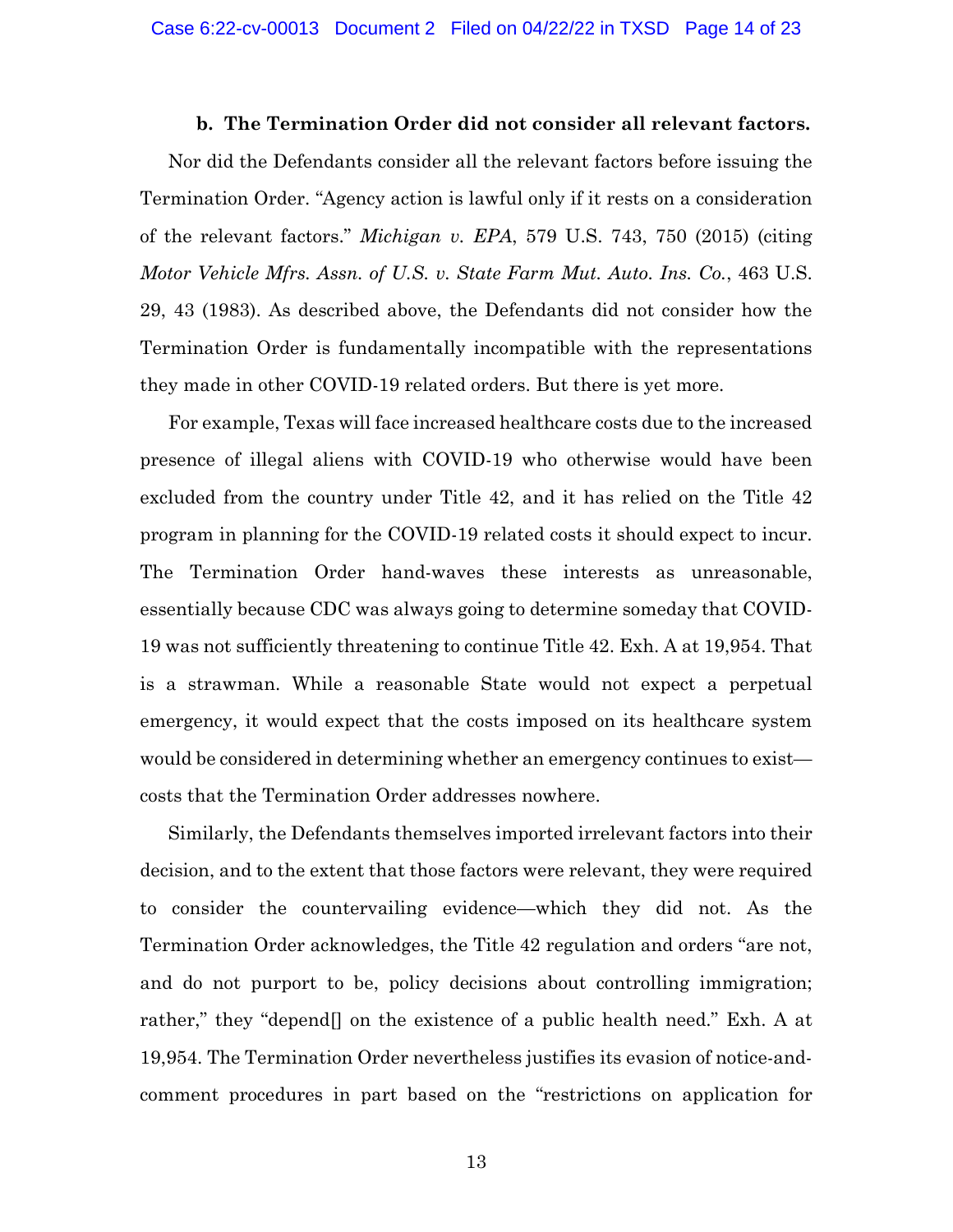**b. The Termination Order did not consider all relevant factors.**

Nor did the Defendants consider all the relevant factors before issuing the Termination Order. "Agency action is lawful only if it rests on a consideration of the relevant factors." *Michigan v. EPA*, 579 U.S. 743, 750 (2015) (citing *Motor Vehicle Mfrs. Assn. of U.S. v. State Farm Mut. Auto. Ins. Co.*, 463 U.S. 29, 43 (1983). As described above, the Defendants did not consider how the Termination Order is fundamentally incompatible with the representations they made in other COVID-19 related orders. But there is yet more.

For example, Texas will face increased healthcare costs due to the increased presence of illegal aliens with COVID-19 who otherwise would have been excluded from the country under Title 42, and it has relied on the Title 42 program in planning for the COVID-19 related costs it should expect to incur. The Termination Order hand-waves these interests as unreasonable, essentially because CDC was always going to determine someday that COVID-19 was not sufficiently threatening to continue Title 42. Exh. A at 19,954. That is a strawman. While a reasonable State would not expect a perpetual emergency, it would expect that the costs imposed on its healthcare system would be considered in determining whether an emergency continues to exist—costs that the Termination Order addresses nowhere.

Similarly, the Defendants themselves imported irrelevant factors into their decision, and to the extent that those factors were relevant, they were required to consider the countervailing evidence—which they did not. As the Termination Order acknowledges, the Title 42 regulation and orders "are not, and do not purport to be, policy decisions about controlling immigration; rather," they "depend[] on the existence of a public health need." Exh. A at 19,954. The Termination Order nevertheless justifies its evasion of notice-and-comment procedures in part based on the "restrictions on application for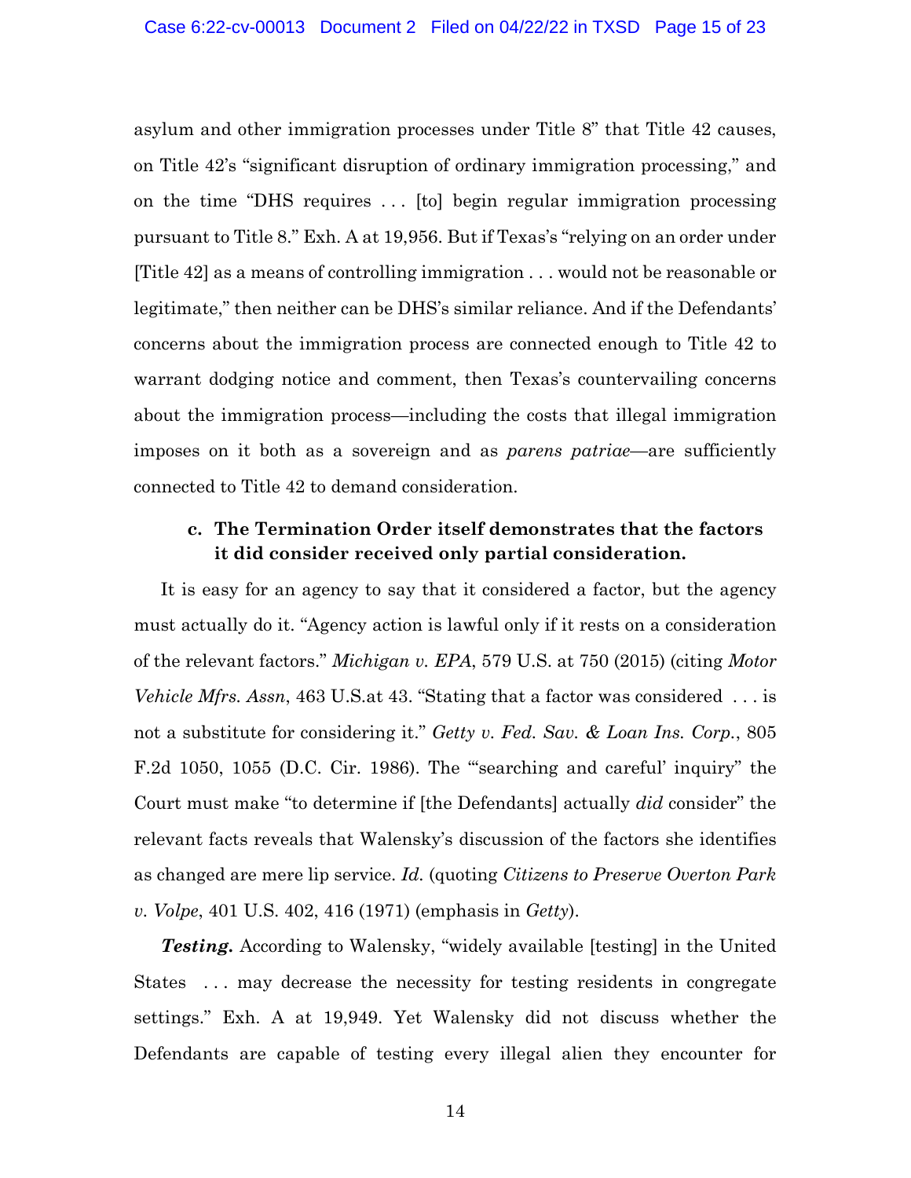asylum and other immigration processes under Title 8" that Title 42 causes, on Title 42's "significant disruption of ordinary immigration processing," and on the time "DHS requires . . . [to] begin regular immigration processing pursuant to Title 8." Exh. A at 19,956. But if Texas's "relying on an order under [Title 42] as a means of controlling immigration . . . would not be reasonable or legitimate," then neither can be DHS's similar reliance. And if the Defendants' concerns about the immigration process are connected enough to Title 42 to warrant dodging notice and comment, then Texas's countervailing concerns about the immigration process—including the costs that illegal immigration imposes on it both as a sovereign and as *parens patriae*—are sufficiently connected to Title 42 to demand consideration.

### c. The Termination Order itself demonstrates that the factors it did consider received only partial consideration.

It is easy for an agency to say that it considered a factor, but the agency must actually do it. "Agency action is lawful only if it rests on a consideration of the relevant factors." *Michigan v. EPA*, 579 U.S. at 750 (2015) (citing *Motor Vehicle Mfrs. Assn*, 463 U.S.at 43. "Stating that a factor was considered . . . is not a substitute for considering it." *Getty v. Fed. Sav. & Loan Ins. Corp.*, 805 F.2d 1050, 1055 (D.C. Cir. 1986). The "'searching and careful' inquiry" the Court must make "to determine if [the Defendants] actually *did* consider" the relevant facts reveals that Walensky's discussion of the factors she identifies as changed are mere lip service. *Id.* (quoting *Citizens to Preserve Overton Park v. Volpe*, 401 U.S. 402, 416 (1971) (emphasis in *Getty*).

***Testing.*** According to Walensky, "widely available [testing] in the United States . . . may decrease the necessity for testing residents in congregate settings." Exh. A at 19,949. Yet Walensky did not discuss whether the Defendants are capable of testing every illegal alien they encounter for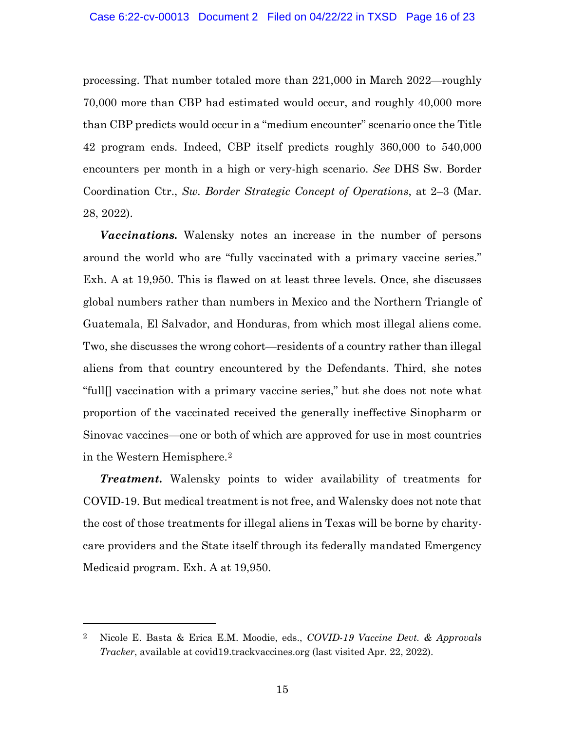processing. That number totaled more than 221,000 in March 2022—roughly 70,000 more than CBP had estimated would occur, and roughly 40,000 more than CBP predicts would occur in a "medium encounter" scenario once the Title 42 program ends. Indeed, CBP itself predicts roughly 360,000 to 540,000 encounters per month in a high or very-high scenario. *See* DHS Sw. Border Coordination Ctr., *Sw. Border Strategic Concept of Operations*, at 2–3 (Mar. 28, 2022).

***Vaccinations.*** Walensky notes an increase in the number of persons around the world who are "fully vaccinated with a primary vaccine series." Exh. A at 19,950. This is flawed on at least three levels. Once, she discusses global numbers rather than numbers in Mexico and the Northern Triangle of Guatemala, El Salvador, and Honduras, from which most illegal aliens come. Two, she discusses the wrong cohort—residents of a country rather than illegal aliens from that country encountered by the Defendants. Third, she notes "full[] vaccination with a primary vaccine series," but she does not note what proportion of the vaccinated received the generally ineffective Sinopharm or Sinovac vaccines—one or both of which are approved for use in most countries in the Western Hemisphere.[2]

***Treatment.*** Walensky points to wider availability of treatments for COVID-19. But medical treatment is not free, and Walensky does not note that the cost of those treatments for illegal aliens in Texas will be borne by charity-care providers and the State itself through its federally mandated Emergency Medicaid program. Exh. A at 19,950.

---

[2] Nicole E. Basta & Erica E.M. Moodie, eds., *COVID-19 Vaccine Devt. & Approvals Tracker*, available at covid19.trackvaccines.org (last visited Apr. 22, 2022).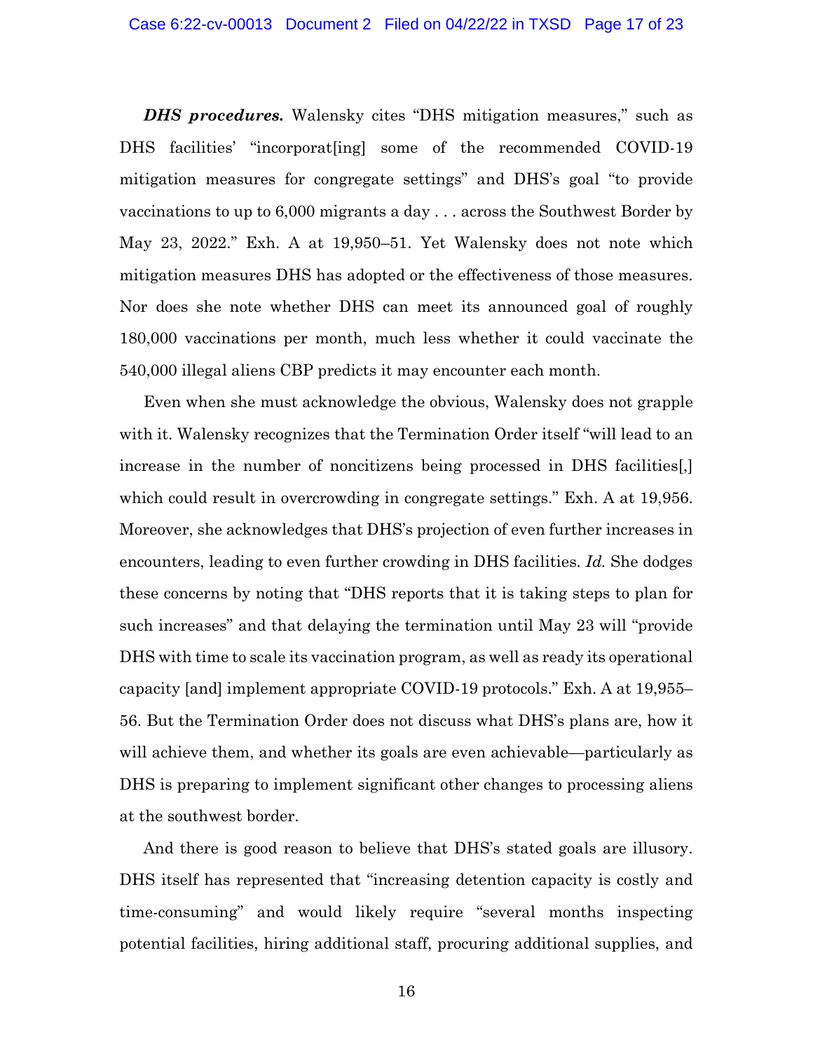***DHS procedures.*** Walensky cites "DHS mitigation measures," such as DHS facilities' "incorporat[ing] some of the recommended COVID-19 mitigation measures for congregate settings" and DHS's goal "to provide vaccinations to up to 6,000 migrants a day . . . across the Southwest Border by May 23, 2022." Exh. A at 19,950–51. Yet Walensky does not note which mitigation measures DHS has adopted or the effectiveness of those measures. Nor does she note whether DHS can meet its announced goal of roughly 180,000 vaccinations per month, much less whether it could vaccinate the 540,000 illegal aliens CBP predicts it may encounter each month.

Even when she must acknowledge the obvious, Walensky does not grapple with it. Walensky recognizes that the Termination Order itself "will lead to an increase in the number of noncitizens being processed in DHS facilities[,] which could result in overcrowding in congregate settings." Exh. A at 19,956. Moreover, she acknowledges that DHS's projection of even further increases in encounters, leading to even further crowding in DHS facilities. *Id.* She dodges these concerns by noting that "DHS reports that it is taking steps to plan for such increases" and that delaying the termination until May 23 will "provide DHS with time to scale its vaccination program, as well as ready its operational capacity [and] implement appropriate COVID-19 protocols." Exh. A at 19,955–56. But the Termination Order does not discuss what DHS's plans are, how it will achieve them, and whether its goals are even achievable—particularly as DHS is preparing to implement significant other changes to processing aliens at the southwest border.

And there is good reason to believe that DHS's stated goals are illusory. DHS itself has represented that "increasing detention capacity is costly and time-consuming" and would likely require "several months inspecting potential facilities, hiring additional staff, procuring additional supplies, and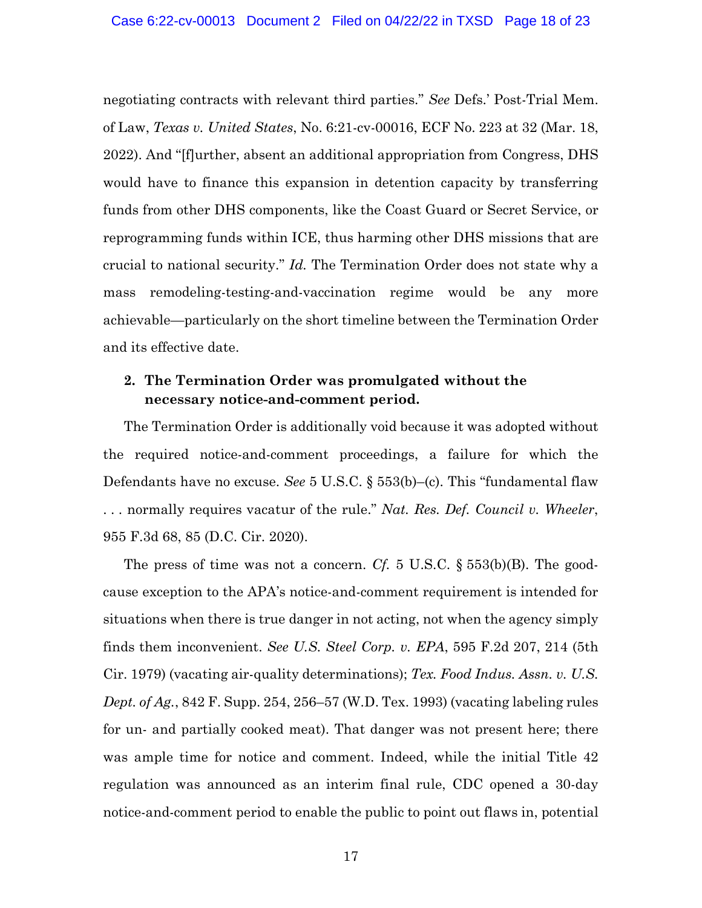negotiating contracts with relevant third parties." *See* Defs.' Post-Trial Mem. of Law, *Texas v. United States*, No. 6:21-cv-00016, ECF No. 223 at 32 (Mar. 18, 2022). And "[f]urther, absent an additional appropriation from Congress, DHS would have to finance this expansion in detention capacity by transferring funds from other DHS components, like the Coast Guard or Secret Service, or reprogramming funds within ICE, thus harming other DHS missions that are crucial to national security." *Id.* The Termination Order does not state why a mass remodeling-testing-and-vaccination regime would be any more achievable—particularly on the short timeline between the Termination Order and its effective date.

**2. The Termination Order was promulgated without the necessary notice-and-comment period.**

The Termination Order is additionally void because it was adopted without the required notice-and-comment proceedings, a failure for which the Defendants have no excuse. *See* 5 U.S.C. § 553(b)–(c). This "fundamental flaw . . . normally requires vacatur of the rule." *Nat. Res. Def. Council v. Wheeler*, 955 F.3d 68, 85 (D.C. Cir. 2020).

The press of time was not a concern. *Cf.* 5 U.S.C. § 553(b)(B). The good-cause exception to the APA's notice-and-comment requirement is intended for situations when there is true danger in not acting, not when the agency simply finds them inconvenient. *See U.S. Steel Corp. v. EPA*, 595 F.2d 207, 214 (5th Cir. 1979) (vacating air-quality determinations); *Tex. Food Indus. Assn. v. U.S. Dept. of Ag.*, 842 F. Supp. 254, 256–57 (W.D. Tex. 1993) (vacating labeling rules for un- and partially cooked meat). That danger was not present here; there was ample time for notice and comment. Indeed, while the initial Title 42 regulation was announced as an interim final rule, CDC opened a 30-day notice-and-comment period to enable the public to point out flaws in, potential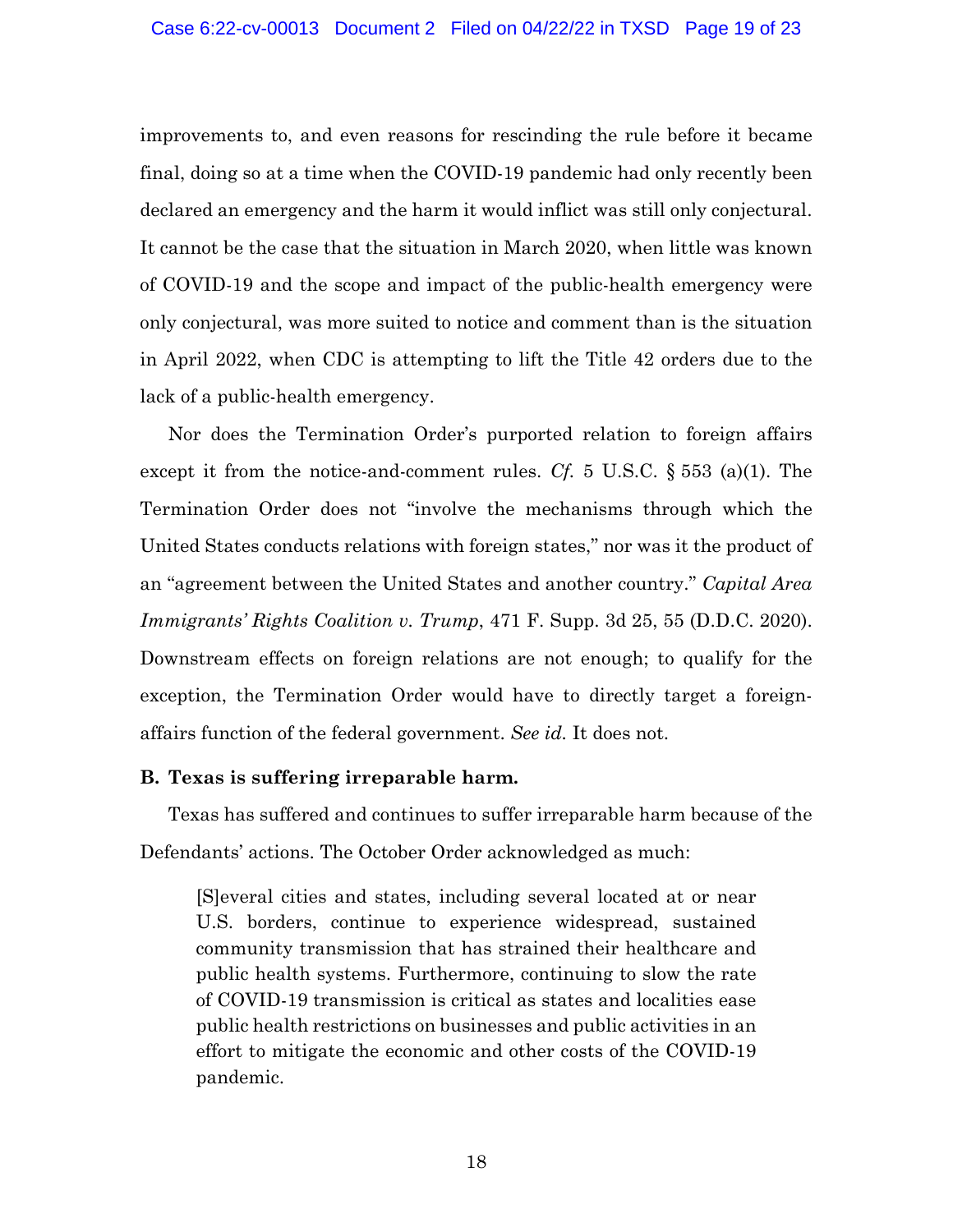improvements to, and even reasons for rescinding the rule before it became final, doing so at a time when the COVID-19 pandemic had only recently been declared an emergency and the harm it would inflict was still only conjectural. It cannot be the case that the situation in March 2020, when little was known of COVID-19 and the scope and impact of the public-health emergency were only conjectural, was more suited to notice and comment than is the situation in April 2022, when CDC is attempting to lift the Title 42 orders due to the lack of a public-health emergency.

Nor does the Termination Order's purported relation to foreign affairs except it from the notice-and-comment rules. *Cf.* 5 U.S.C. § 553 (a)(1). The Termination Order does not "involve the mechanisms through which the United States conducts relations with foreign states," nor was it the product of an "agreement between the United States and another country." *Capital Area Immigrants' Rights Coalition v. Trump*, 471 F. Supp. 3d 25, 55 (D.D.C. 2020). Downstream effects on foreign relations are not enough; to qualify for the exception, the Termination Order would have to directly target a foreign-affairs function of the federal government. *See id.* It does not.

**B. Texas is suffering irreparable harm.**

Texas has suffered and continues to suffer irreparable harm because of the Defendants' actions. The October Order acknowledged as much:

> [S]everal cities and states, including several located at or near U.S. borders, continue to experience widespread, sustained community transmission that has strained their healthcare and public health systems. Furthermore, continuing to slow the rate of COVID-19 transmission is critical as states and localities ease public health restrictions on businesses and public activities in an effort to mitigate the economic and other costs of the COVID-19 pandemic.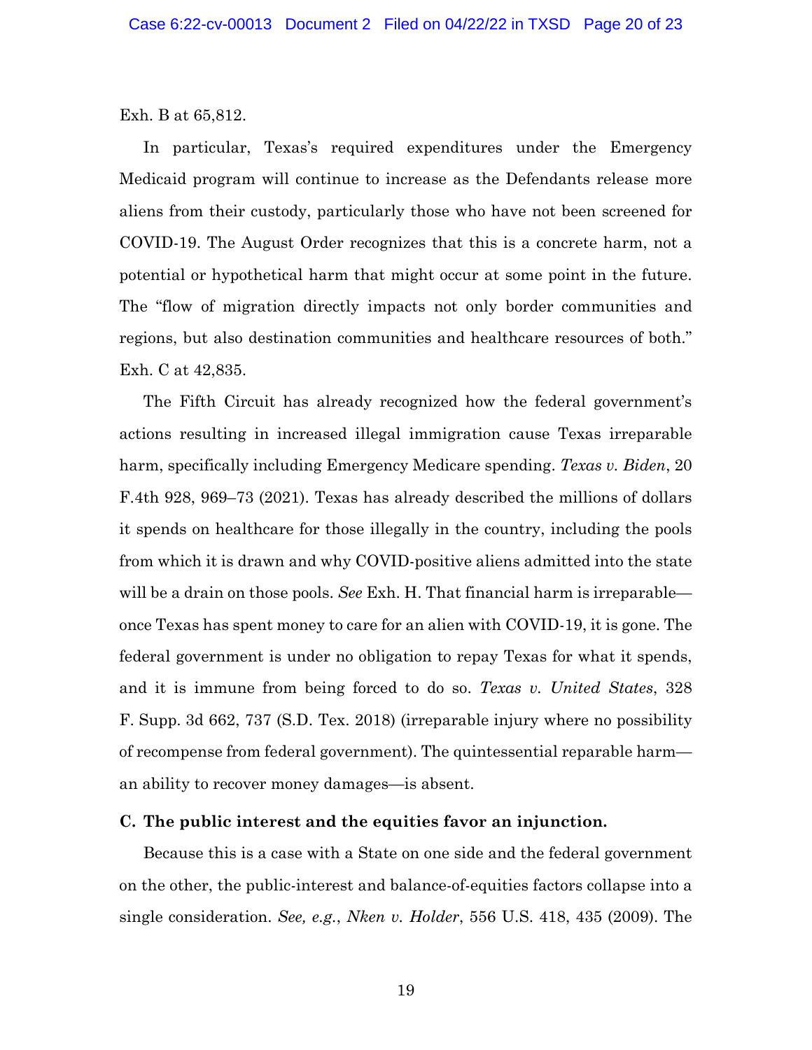Exh. B at 65,812.

In particular, Texas's required expenditures under the Emergency Medicaid program will continue to increase as the Defendants release more aliens from their custody, particularly those who have not been screened for COVID-19. The August Order recognizes that this is a concrete harm, not a potential or hypothetical harm that might occur at some point in the future. The "flow of migration directly impacts not only border communities and regions, but also destination communities and healthcare resources of both." Exh. C at 42,835.

The Fifth Circuit has already recognized how the federal government's actions resulting in increased illegal immigration cause Texas irreparable harm, specifically including Emergency Medicare spending. *Texas v. Biden*, 20 F.4th 928, 969–73 (2021). Texas has already described the millions of dollars it spends on healthcare for those illegally in the country, including the pools from which it is drawn and why COVID-positive aliens admitted into the state will be a drain on those pools. *See* Exh. H. That financial harm is irreparable—once Texas has spent money to care for an alien with COVID-19, it is gone. The federal government is under no obligation to repay Texas for what it spends, and it is immune from being forced to do so. *Texas v. United States*, 328 F. Supp. 3d 662, 737 (S.D. Tex. 2018) (irreparable injury where no possibility of recompense from federal government). The quintessential reparable harm—an ability to recover money damages—is absent.

**C. The public interest and the equities favor an injunction.**

Because this is a case with a State on one side and the federal government on the other, the public-interest and balance-of-equities factors collapse into a single consideration. *See, e.g.*, *Nken v. Holder*, 556 U.S. 418, 435 (2009). The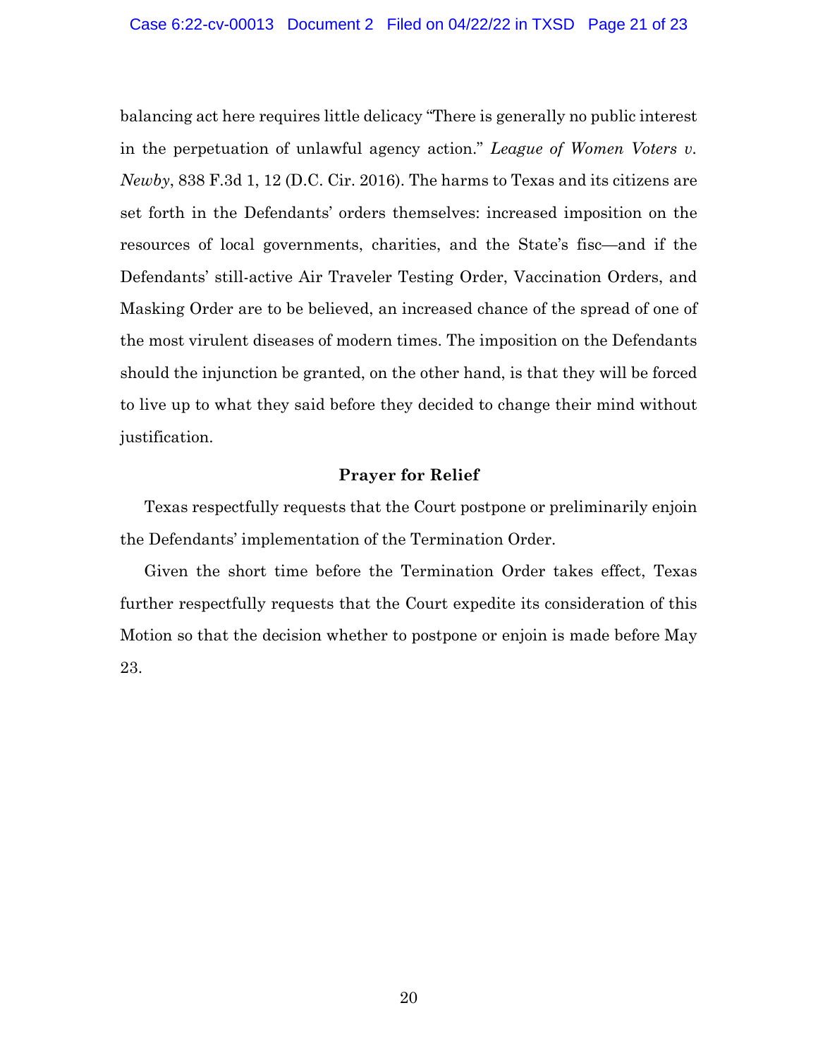balancing act here requires little delicacy "There is generally no public interest in the perpetuation of unlawful agency action." *League of Women Voters v. Newby*, 838 F.3d 1, 12 (D.C. Cir. 2016). The harms to Texas and its citizens are set forth in the Defendants' orders themselves: increased imposition on the resources of local governments, charities, and the State's fisc—and if the Defendants' still-active Air Traveler Testing Order, Vaccination Orders, and Masking Order are to be believed, an increased chance of the spread of one of the most virulent diseases of modern times. The imposition on the Defendants should the injunction be granted, on the other hand, is that they will be forced to live up to what they said before they decided to change their mind without justification.

## Prayer for Relief

Texas respectfully requests that the Court postpone or preliminarily enjoin the Defendants' implementation of the Termination Order.

Given the short time before the Termination Order takes effect, Texas further respectfully requests that the Court expedite its consideration of this Motion so that the decision whether to postpone or enjoin is made before May 23.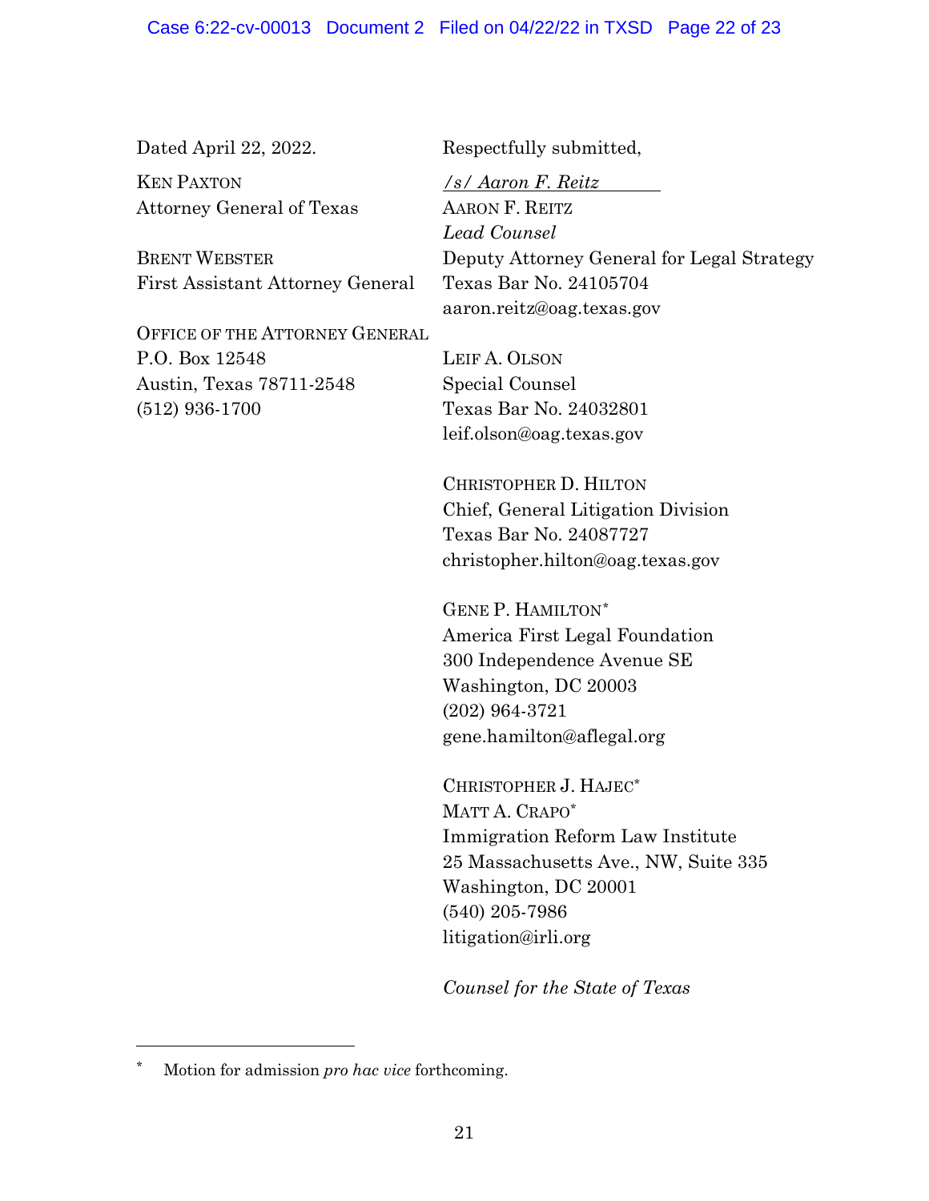Dated April 22, 2022.

KEN PAXTON
Attorney General of Texas

BRENT WEBSTER
First Assistant Attorney General

OFFICE OF THE ATTORNEY GENERAL
P.O. Box 12548
Austin, Texas 78711-2548
(512) 936-1700

Respectfully submitted,

*/s/ Aaron F. Reitz*
AARON F. REITZ
*Lead Counsel*
Deputy Attorney General for Legal Strategy
Texas Bar No. 24105704
aaron.reitz@oag.texas.gov

LEIF A. OLSON
Special Counsel
Texas Bar No. 24032801
leif.olson@oag.texas.gov

CHRISTOPHER D. HILTON
Chief, General Litigation Division
Texas Bar No. 24087727
christopher.hilton@oag.texas.gov

GENE P. HAMILTON*
America First Legal Foundation
300 Independence Avenue SE
Washington, DC 20003
(202) 964-3721
gene.hamilton@aflegal.org

CHRISTOPHER J. HAJEC*
MATT A. CRAPO*
Immigration Reform Law Institute
25 Massachusetts Ave., NW, Suite 335
Washington, DC 20001
(540) 205-7986
litigation@irli.org

*Counsel for the State of Texas*

---

* Motion for admission *pro hac vice* forthcoming.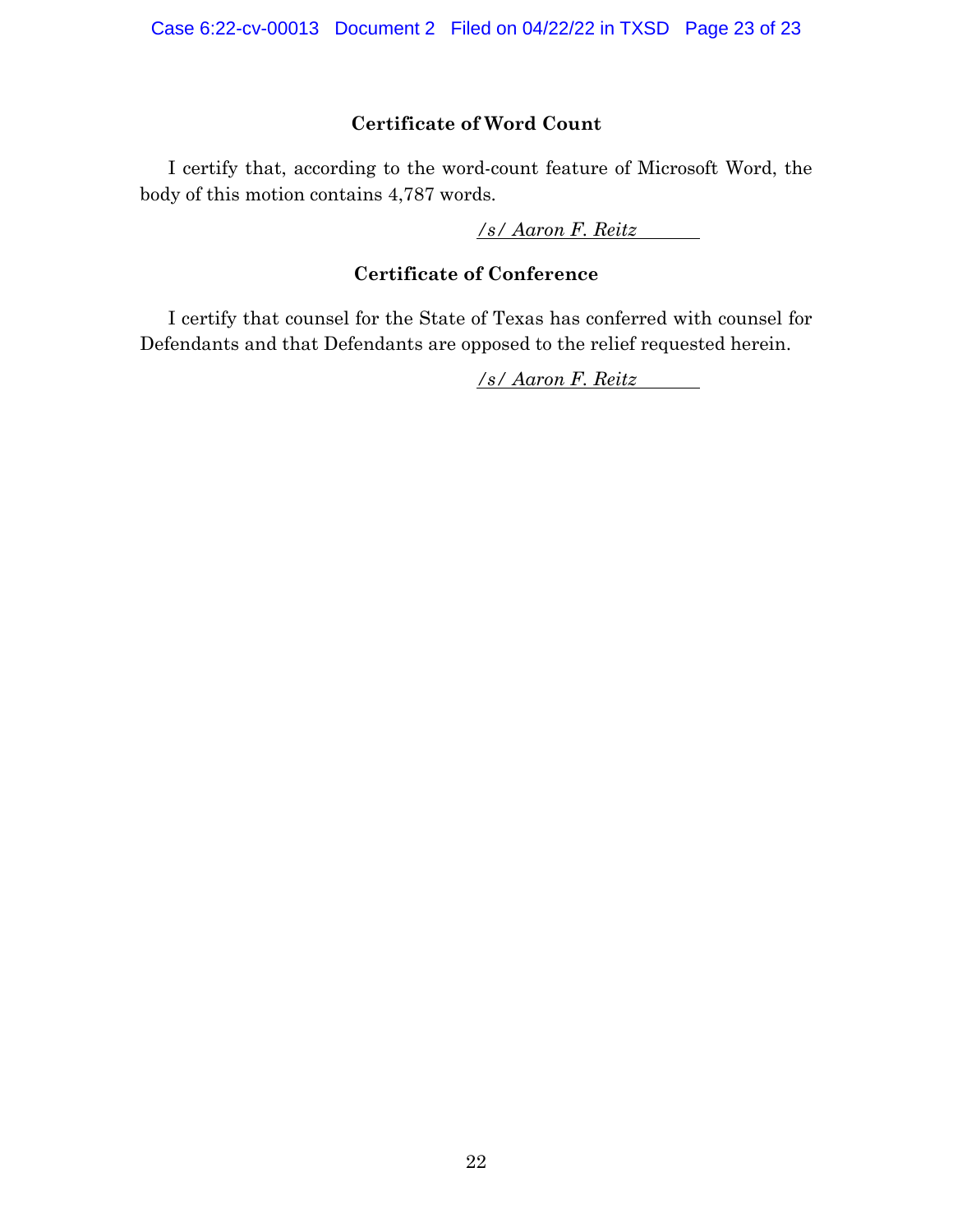### Certificate of Word Count

I certify that, according to the word-count feature of Microsoft Word, the body of this motion contains 4,787 words.

*/s/ Aaron F. Reitz*

### Certificate of Conference

I certify that counsel for the State of Texas has conferred with counsel for Defendants and that Defendants are opposed to the relief requested herein.

*/s/ Aaron F. Reitz*